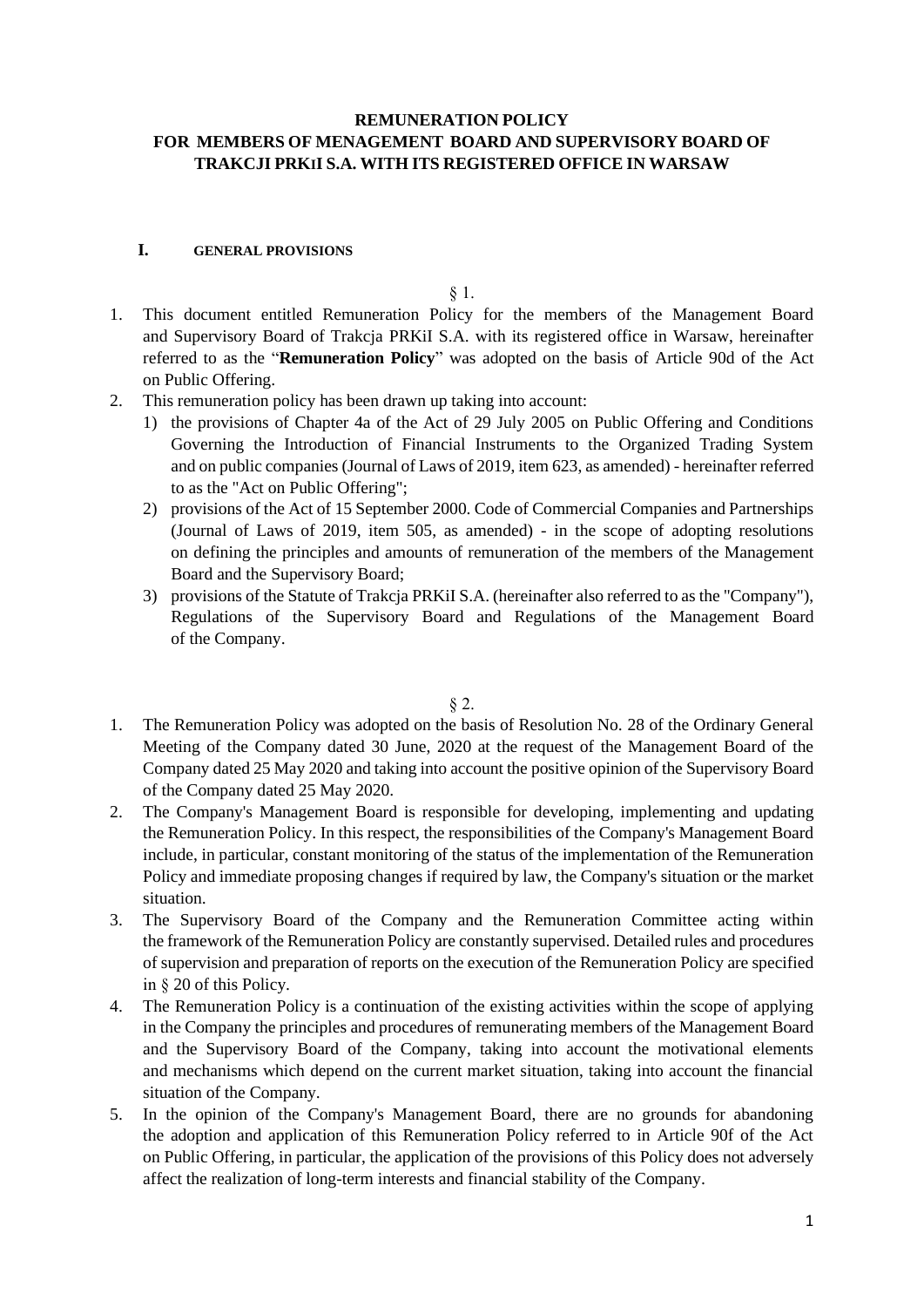**REMUNERATION POLICY**
**FOR MEMBERS OF MENAGEMENT BOARD AND SUPERVISORY BOARD OF TRAKCJI PRKiI S.A. WITH ITS REGISTERED OFFICE IN WARSAW**

## I. GENERAL PROVISIONS

§ 1.

1. This document entitled Remuneration Policy for the members of the Management Board and Supervisory Board of Trakcja PRKiI S.A. with its registered office in Warsaw, hereinafter referred to as the "**Remuneration Policy**" was adopted on the basis of Article 90d of the Act on Public Offering.
2. This remuneration policy has been drawn up taking into account:
   1) the provisions of Chapter 4a of the Act of 29 July 2005 on Public Offering and Conditions Governing the Introduction of Financial Instruments to the Organized Trading System and on public companies (Journal of Laws of 2019, item 623, as amended) - hereinafter referred to as the "Act on Public Offering";
   2) provisions of the Act of 15 September 2000. Code of Commercial Companies and Partnerships (Journal of Laws of 2019, item 505, as amended) - in the scope of adopting resolutions on defining the principles and amounts of remuneration of the members of the Management Board and the Supervisory Board;
   3) provisions of the Statute of Trakcja PRKiI S.A. (hereinafter also referred to as the "Company"), Regulations of the Supervisory Board and Regulations of the Management Board of the Company.

§ 2.

1. The Remuneration Policy was adopted on the basis of Resolution No. 28 of the Ordinary General Meeting of the Company dated 30 June, 2020 at the request of the Management Board of the Company dated 25 May 2020 and taking into account the positive opinion of the Supervisory Board of the Company dated 25 May 2020.
2. The Company's Management Board is responsible for developing, implementing and updating the Remuneration Policy. In this respect, the responsibilities of the Company's Management Board include, in particular, constant monitoring of the status of the implementation of the Remuneration Policy and immediate proposing changes if required by law, the Company's situation or the market situation.
3. The Supervisory Board of the Company and the Remuneration Committee acting within the framework of the Remuneration Policy are constantly supervised. Detailed rules and procedures of supervision and preparation of reports on the execution of the Remuneration Policy are specified in § 20 of this Policy.
4. The Remuneration Policy is a continuation of the existing activities within the scope of applying in the Company the principles and procedures of remunerating members of the Management Board and the Supervisory Board of the Company, taking into account the motivational elements and mechanisms which depend on the current market situation, taking into account the financial situation of the Company.
5. In the opinion of the Company's Management Board, there are no grounds for abandoning the adoption and application of this Remuneration Policy referred to in Article 90f of the Act on Public Offering, in particular, the application of the provisions of this Policy does not adversely affect the realization of long-term interests and financial stability of the Company.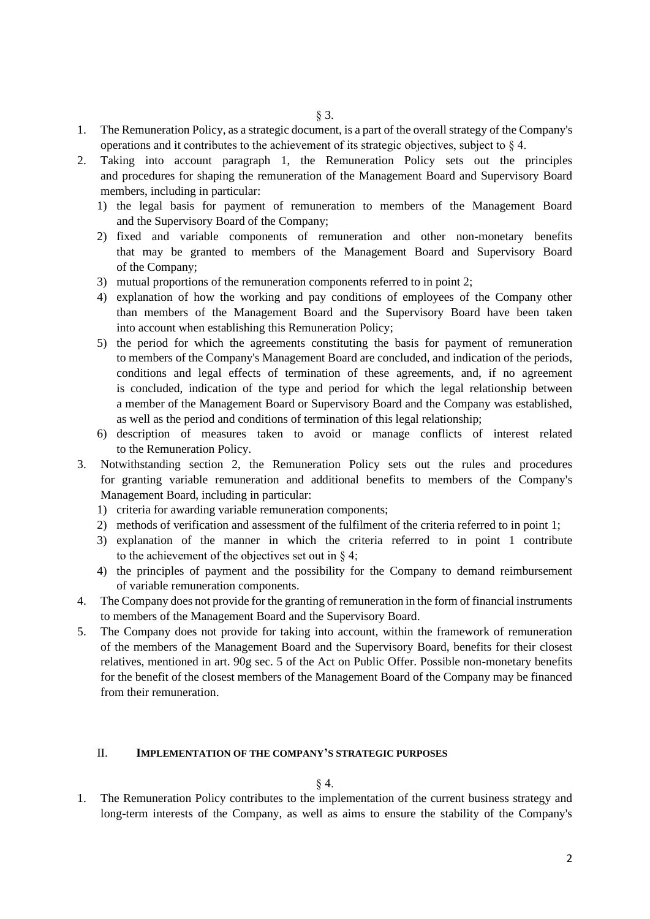§ 3.

1. The Remuneration Policy, as a strategic document, is a part of the overall strategy of the Company's operations and it contributes to the achievement of its strategic objectives, subject to § 4.
2. Taking into account paragraph 1, the Remuneration Policy sets out the principles and procedures for shaping the remuneration of the Management Board and Supervisory Board members, including in particular:
   1) the legal basis for payment of remuneration to members of the Management Board and the Supervisory Board of the Company;
   2) fixed and variable components of remuneration and other non-monetary benefits that may be granted to members of the Management Board and Supervisory Board of the Company;
   3) mutual proportions of the remuneration components referred to in point 2;
   4) explanation of how the working and pay conditions of employees of the Company other than members of the Management Board and the Supervisory Board have been taken into account when establishing this Remuneration Policy;
   5) the period for which the agreements constituting the basis for payment of remuneration to members of the Company's Management Board are concluded, and indication of the periods, conditions and legal effects of termination of these agreements, and, if no agreement is concluded, indication of the type and period for which the legal relationship between a member of the Management Board or Supervisory Board and the Company was established, as well as the period and conditions of termination of this legal relationship;
   6) description of measures taken to avoid or manage conflicts of interest related to the Remuneration Policy.
3. Notwithstanding section 2, the Remuneration Policy sets out the rules and procedures for granting variable remuneration and additional benefits to members of the Company's Management Board, including in particular:
   1) criteria for awarding variable remuneration components;
   2) methods of verification and assessment of the fulfilment of the criteria referred to in point 1;
   3) explanation of the manner in which the criteria referred to in point 1 contribute to the achievement of the objectives set out in § 4;
   4) the principles of payment and the possibility for the Company to demand reimbursement of variable remuneration components.
4. The Company does not provide for the granting of remuneration in the form of financial instruments to members of the Management Board and the Supervisory Board.
5. The Company does not provide for taking into account, within the framework of remuneration of the members of the Management Board and the Supervisory Board, benefits for their closest relatives, mentioned in art. 90g sec. 5 of the Act on Public Offer. Possible non-monetary benefits for the benefit of the closest members of the Management Board of the Company may be financed from their remuneration.

## II. IMPLEMENTATION OF THE COMPANY'S STRATEGIC PURPOSES

§ 4.

1. The Remuneration Policy contributes to the implementation of the current business strategy and long-term interests of the Company, as well as aims to ensure the stability of the Company's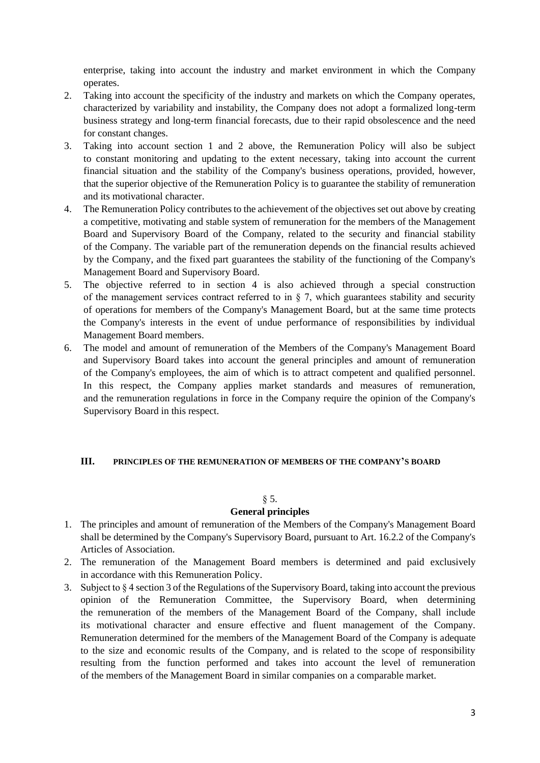enterprise, taking into account the industry and market environment in which the Company operates.

2. Taking into account the specificity of the industry and markets on which the Company operates, characterized by variability and instability, the Company does not adopt a formalized long-term business strategy and long-term financial forecasts, due to their rapid obsolescence and the need for constant changes.
3. Taking into account section 1 and 2 above, the Remuneration Policy will also be subject to constant monitoring and updating to the extent necessary, taking into account the current financial situation and the stability of the Company's business operations, provided, however, that the superior objective of the Remuneration Policy is to guarantee the stability of remuneration and its motivational character.
4. The Remuneration Policy contributes to the achievement of the objectives set out above by creating a competitive, motivating and stable system of remuneration for the members of the Management Board and Supervisory Board of the Company, related to the security and financial stability of the Company. The variable part of the remuneration depends on the financial results achieved by the Company, and the fixed part guarantees the stability of the functioning of the Company's Management Board and Supervisory Board.
5. The objective referred to in section 4 is also achieved through a special construction of the management services contract referred to in § 7, which guarantees stability and security of operations for members of the Company's Management Board, but at the same time protects the Company's interests in the event of undue performance of responsibilities by individual Management Board members.
6. The model and amount of remuneration of the Members of the Company's Management Board and Supervisory Board takes into account the general principles and amount of remuneration of the Company's employees, the aim of which is to attract competent and qualified personnel. In this respect, the Company applies market standards and measures of remuneration, and the remuneration regulations in force in the Company require the opinion of the Company's Supervisory Board in this respect.

## III. PRINCIPLES OF THE REMUNERATION OF MEMBERS OF THE COMPANY'S BOARD

§ 5.

**General principles**

1. The principles and amount of remuneration of the Members of the Company's Management Board shall be determined by the Company's Supervisory Board, pursuant to Art. 16.2.2 of the Company's Articles of Association.
2. The remuneration of the Management Board members is determined and paid exclusively in accordance with this Remuneration Policy.
3. Subject to § 4 section 3 of the Regulations of the Supervisory Board, taking into account the previous opinion of the Remuneration Committee, the Supervisory Board, when determining the remuneration of the members of the Management Board of the Company, shall include its motivational character and ensure effective and fluent management of the Company. Remuneration determined for the members of the Management Board of the Company is adequate to the size and economic results of the Company, and is related to the scope of responsibility resulting from the function performed and takes into account the level of remuneration of the members of the Management Board in similar companies on a comparable market.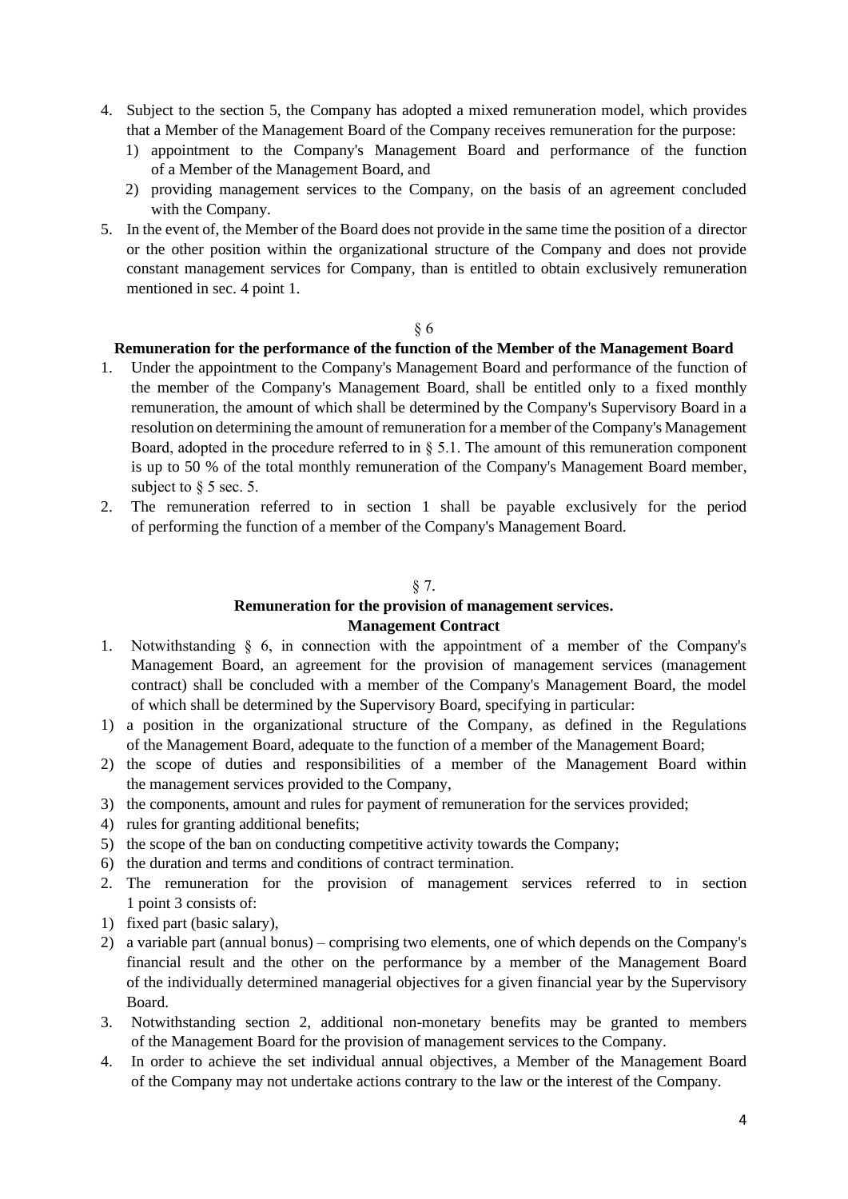4. Subject to the section 5, the Company has adopted a mixed remuneration model, which provides that a Member of the Management Board of the Company receives remuneration for the purpose:
   1) appointment to the Company's Management Board and performance of the function of a Member of the Management Board, and
   2) providing management services to the Company, on the basis of an agreement concluded with the Company.
5. In the event of, the Member of the Board does not provide in the same time the position of a director or the other position within the organizational structure of the Company and does not provide constant management services for Company, than is entitled to obtain exclusively remuneration mentioned in sec. 4 point 1.

§ 6

**Remuneration for the performance of the function of the Member of the Management Board**

1. Under the appointment to the Company's Management Board and performance of the function of the member of the Company's Management Board, shall be entitled only to a fixed monthly remuneration, the amount of which shall be determined by the Company's Supervisory Board in a resolution on determining the amount of remuneration for a member of the Company's Management Board, adopted in the procedure referred to in § 5.1. The amount of this remuneration component is up to 50 % of the total monthly remuneration of the Company's Management Board member, subject to § 5 sec. 5.
2. The remuneration referred to in section 1 shall be payable exclusively for the period of performing the function of a member of the Company's Management Board.

§ 7.

**Remuneration for the provision of management services.**
**Management Contract**

1. Notwithstanding § 6, in connection with the appointment of a member of the Company's Management Board, an agreement for the provision of management services (management contract) shall be concluded with a member of the Company's Management Board, the model of which shall be determined by the Supervisory Board, specifying in particular:
1) a position in the organizational structure of the Company, as defined in the Regulations of the Management Board, adequate to the function of a member of the Management Board;
2) the scope of duties and responsibilities of a member of the Management Board within the management services provided to the Company,
3) the components, amount and rules for payment of remuneration for the services provided;
4) rules for granting additional benefits;
5) the scope of the ban on conducting competitive activity towards the Company;
6) the duration and terms and conditions of contract termination.
2. The remuneration for the provision of management services referred to in section 1 point 3 consists of:
1) fixed part (basic salary),
2) a variable part (annual bonus) – comprising two elements, one of which depends on the Company's financial result and the other on the performance by a member of the Management Board of the individually determined managerial objectives for a given financial year by the Supervisory Board.
3. Notwithstanding section 2, additional non-monetary benefits may be granted to members of the Management Board for the provision of management services to the Company.
4. In order to achieve the set individual annual objectives, a Member of the Management Board of the Company may not undertake actions contrary to the law or the interest of the Company.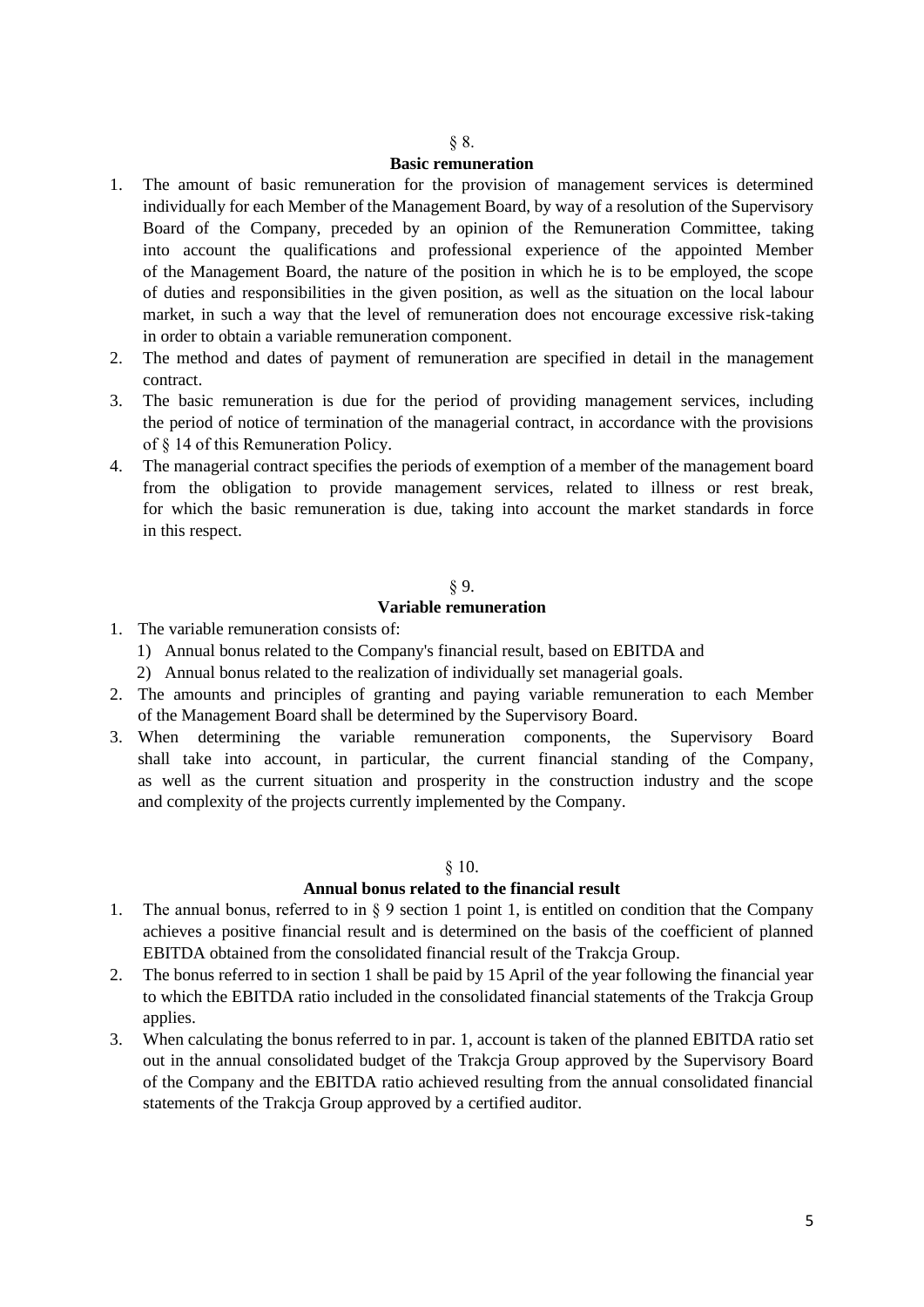§ 8.

**Basic remuneration**

1. The amount of basic remuneration for the provision of management services is determined individually for each Member of the Management Board, by way of a resolution of the Supervisory Board of the Company, preceded by an opinion of the Remuneration Committee, taking into account the qualifications and professional experience of the appointed Member of the Management Board, the nature of the position in which he is to be employed, the scope of duties and responsibilities in the given position, as well as the situation on the local labour market, in such a way that the level of remuneration does not encourage excessive risk-taking in order to obtain a variable remuneration component.
2. The method and dates of payment of remuneration are specified in detail in the management contract.
3. The basic remuneration is due for the period of providing management services, including the period of notice of termination of the managerial contract, in accordance with the provisions of § 14 of this Remuneration Policy.
4. The managerial contract specifies the periods of exemption of a member of the management board from the obligation to provide management services, related to illness or rest break, for which the basic remuneration is due, taking into account the market standards in force in this respect.

§ 9.

**Variable remuneration**

1. The variable remuneration consists of:
   1) Annual bonus related to the Company's financial result, based on EBITDA and
   2) Annual bonus related to the realization of individually set managerial goals.
2. The amounts and principles of granting and paying variable remuneration to each Member of the Management Board shall be determined by the Supervisory Board.
3. When determining the variable remuneration components, the Supervisory Board shall take into account, in particular, the current financial standing of the Company, as well as the current situation and prosperity in the construction industry and the scope and complexity of the projects currently implemented by the Company.

§ 10.

**Annual bonus related to the financial result**

1. The annual bonus, referred to in § 9 section 1 point 1, is entitled on condition that the Company achieves a positive financial result and is determined on the basis of the coefficient of planned EBITDA obtained from the consolidated financial result of the Trakcja Group.
2. The bonus referred to in section 1 shall be paid by 15 April of the year following the financial year to which the EBITDA ratio included in the consolidated financial statements of the Trakcja Group applies.
3. When calculating the bonus referred to in par. 1, account is taken of the planned EBITDA ratio set out in the annual consolidated budget of the Trakcja Group approved by the Supervisory Board of the Company and the EBITDA ratio achieved resulting from the annual consolidated financial statements of the Trakcja Group approved by a certified auditor.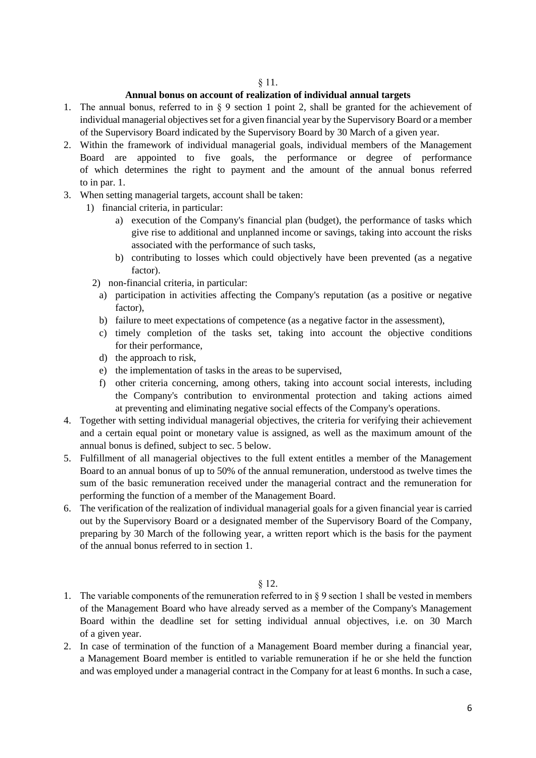§ 11.

**Annual bonus on account of realization of individual annual targets**

1. The annual bonus, referred to in § 9 section 1 point 2, shall be granted for the achievement of individual managerial objectives set for a given financial year by the Supervisory Board or a member of the Supervisory Board indicated by the Supervisory Board by 30 March of a given year.
2. Within the framework of individual managerial goals, individual members of the Management Board are appointed to five goals, the performance or degree of performance of which determines the right to payment and the amount of the annual bonus referred to in par. 1.
3. When setting managerial targets, account shall be taken:
   1) financial criteria, in particular:
      a) execution of the Company's financial plan (budget), the performance of tasks which give rise to additional and unplanned income or savings, taking into account the risks associated with the performance of such tasks,
      b) contributing to losses which could objectively have been prevented (as a negative factor).
   2) non-financial criteria, in particular:
      a) participation in activities affecting the Company's reputation (as a positive or negative factor),
      b) failure to meet expectations of competence (as a negative factor in the assessment),
      c) timely completion of the tasks set, taking into account the objective conditions for their performance,
      d) the approach to risk,
      e) the implementation of tasks in the areas to be supervised,
      f) other criteria concerning, among others, taking into account social interests, including the Company's contribution to environmental protection and taking actions aimed at preventing and eliminating negative social effects of the Company's operations.
4. Together with setting individual managerial objectives, the criteria for verifying their achievement and a certain equal point or monetary value is assigned, as well as the maximum amount of the annual bonus is defined, subject to sec. 5 below.
5. Fulfillment of all managerial objectives to the full extent entitles a member of the Management Board to an annual bonus of up to 50% of the annual remuneration, understood as twelve times the sum of the basic remuneration received under the managerial contract and the remuneration for performing the function of a member of the Management Board.
6. The verification of the realization of individual managerial goals for a given financial year is carried out by the Supervisory Board or a designated member of the Supervisory Board of the Company, preparing by 30 March of the following year, a written report which is the basis for the payment of the annual bonus referred to in section 1.

§ 12.

1. The variable components of the remuneration referred to in § 9 section 1 shall be vested in members of the Management Board who have already served as a member of the Company's Management Board within the deadline set for setting individual annual objectives, i.e. on 30 March of a given year.
2. In case of termination of the function of a Management Board member during a financial year, a Management Board member is entitled to variable remuneration if he or she held the function and was employed under a managerial contract in the Company for at least 6 months. In such a case,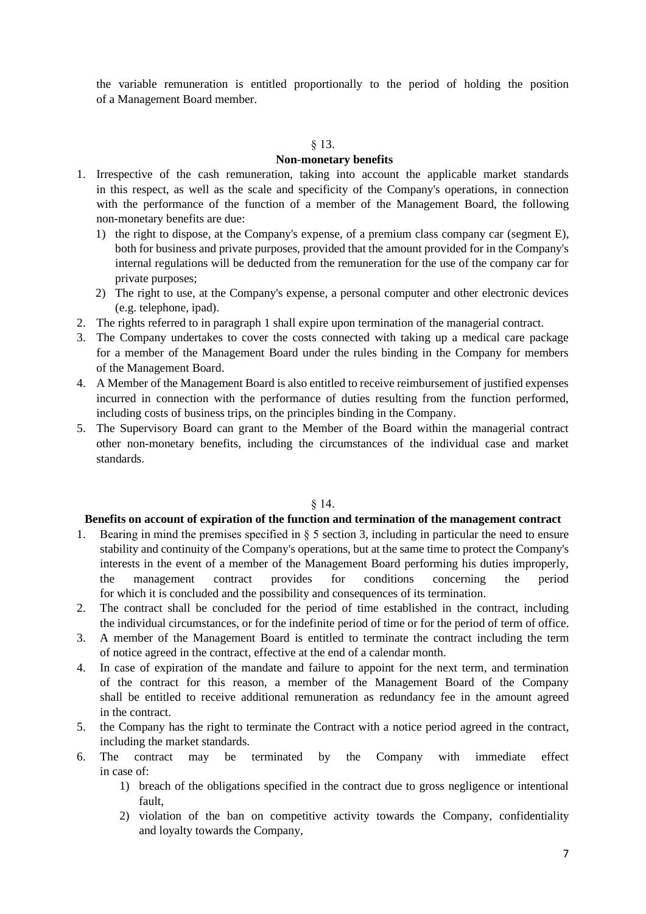the variable remuneration is entitled proportionally to the period of holding the position of a Management Board member.

§ 13.

**Non-monetary benefits**

1. Irrespective of the cash remuneration, taking into account the applicable market standards in this respect, as well as the scale and specificity of the Company's operations, in connection with the performance of the function of a member of the Management Board, the following non-monetary benefits are due:
   1) the right to dispose, at the Company's expense, of a premium class company car (segment E), both for business and private purposes, provided that the amount provided for in the Company's internal regulations will be deducted from the remuneration for the use of the company car for private purposes;
   2) The right to use, at the Company's expense, a personal computer and other electronic devices (e.g. telephone, ipad).
2. The rights referred to in paragraph 1 shall expire upon termination of the managerial contract.
3. The Company undertakes to cover the costs connected with taking up a medical care package for a member of the Management Board under the rules binding in the Company for members of the Management Board.
4. A Member of the Management Board is also entitled to receive reimbursement of justified expenses incurred in connection with the performance of duties resulting from the function performed, including costs of business trips, on the principles binding in the Company.
5. The Supervisory Board can grant to the Member of the Board within the managerial contract other non-monetary benefits, including the circumstances of the individual case and market standards.

§ 14.

**Benefits on account of expiration of the function and termination of the management contract**

1. Bearing in mind the premises specified in § 5 section 3, including in particular the need to ensure stability and continuity of the Company's operations, but at the same time to protect the Company's interests in the event of a member of the Management Board performing his duties improperly, the management contract provides for conditions concerning the period for which it is concluded and the possibility and consequences of its termination.
2. The contract shall be concluded for the period of time established in the contract, including the individual circumstances, or for the indefinite period of time or for the period of term of office.
3. A member of the Management Board is entitled to terminate the contract including the term of notice agreed in the contract, effective at the end of a calendar month.
4. In case of expiration of the mandate and failure to appoint for the next term, and termination of the contract for this reason, a member of the Management Board of the Company shall be entitled to receive additional remuneration as redundancy fee in the amount agreed in the contract.
5. the Company has the right to terminate the Contract with a notice period agreed in the contract, including the market standards.
6. The contract may be terminated by the Company with immediate effect in case of:
   1) breach of the obligations specified in the contract due to gross negligence or intentional fault,
   2) violation of the ban on competitive activity towards the Company, confidentiality and loyalty towards the Company,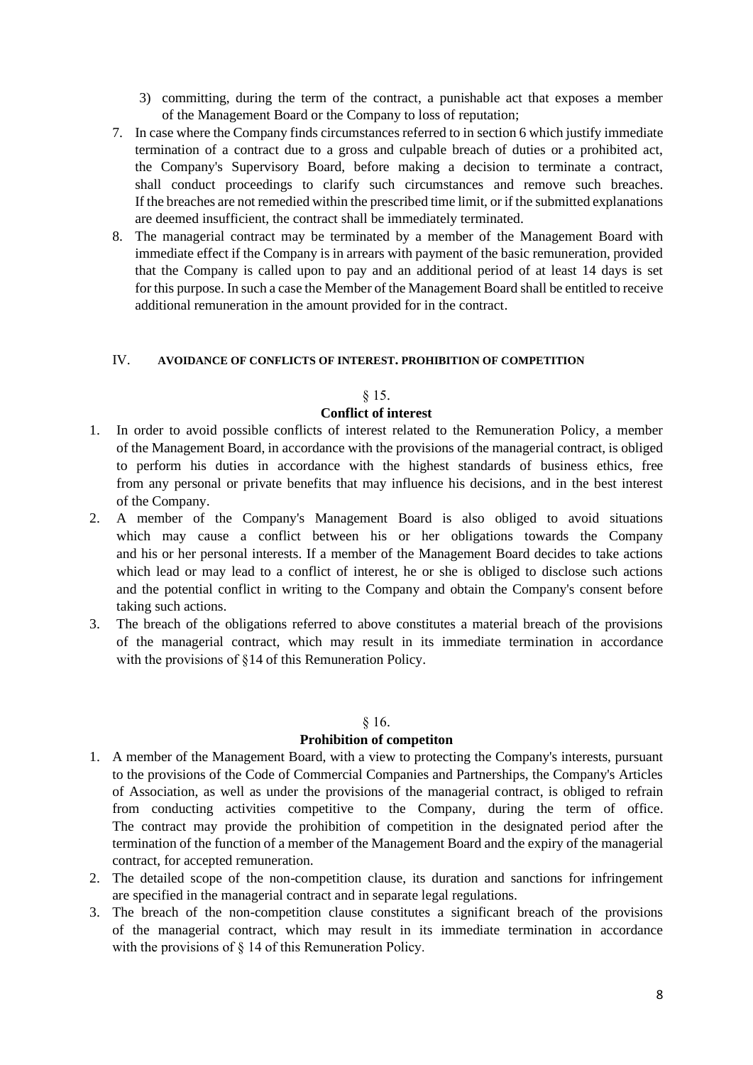3) committing, during the term of the contract, a punishable act that exposes a member of the Management Board or the Company to loss of reputation;

7. In case where the Company finds circumstances referred to in section 6 which justify immediate termination of a contract due to a gross and culpable breach of duties or a prohibited act, the Company's Supervisory Board, before making a decision to terminate a contract, shall conduct proceedings to clarify such circumstances and remove such breaches. If the breaches are not remedied within the prescribed time limit, or if the submitted explanations are deemed insufficient, the contract shall be immediately terminated.
8. The managerial contract may be terminated by a member of the Management Board with immediate effect if the Company is in arrears with payment of the basic remuneration, provided that the Company is called upon to pay and an additional period of at least 14 days is set for this purpose. In such a case the Member of the Management Board shall be entitled to receive additional remuneration in the amount provided for in the contract.

## IV. AVOIDANCE OF CONFLICTS OF INTEREST. PROHIBITION OF COMPETITION

### § 15.
### Conflict of interest

1. In order to avoid possible conflicts of interest related to the Remuneration Policy, a member of the Management Board, in accordance with the provisions of the managerial contract, is obliged to perform his duties in accordance with the highest standards of business ethics, free from any personal or private benefits that may influence his decisions, and in the best interest of the Company.
2. A member of the Company's Management Board is also obliged to avoid situations which may cause a conflict between his or her obligations towards the Company and his or her personal interests. If a member of the Management Board decides to take actions which lead or may lead to a conflict of interest, he or she is obliged to disclose such actions and the potential conflict in writing to the Company and obtain the Company's consent before taking such actions.
3. The breach of the obligations referred to above constitutes a material breach of the provisions of the managerial contract, which may result in its immediate termination in accordance with the provisions of §14 of this Remuneration Policy.

### § 16.
### Prohibition of competiton

1. A member of the Management Board, with a view to protecting the Company's interests, pursuant to the provisions of the Code of Commercial Companies and Partnerships, the Company's Articles of Association, as well as under the provisions of the managerial contract, is obliged to refrain from conducting activities competitive to the Company, during the term of office. The contract may provide the prohibition of competition in the designated period after the termination of the function of a member of the Management Board and the expiry of the managerial contract, for accepted remuneration.
2. The detailed scope of the non-competition clause, its duration and sanctions for infringement are specified in the managerial contract and in separate legal regulations.
3. The breach of the non-competition clause constitutes a significant breach of the provisions of the managerial contract, which may result in its immediate termination in accordance with the provisions of § 14 of this Remuneration Policy.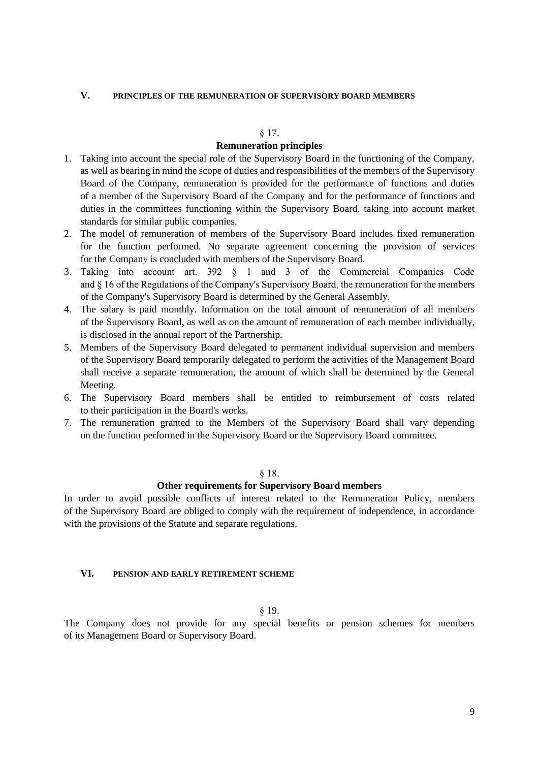## V. PRINCIPLES OF THE REMUNERATION OF SUPERVISORY BOARD MEMBERS

§ 17.

**Remuneration principles**

1. Taking into account the special role of the Supervisory Board in the functioning of the Company, as well as bearing in mind the scope of duties and responsibilities of the members of the Supervisory Board of the Company, remuneration is provided for the performance of functions and duties of a member of the Supervisory Board of the Company and for the performance of functions and duties in the committees functioning within the Supervisory Board, taking into account market standards for similar public companies.
2. The model of remuneration of members of the Supervisory Board includes fixed remuneration for the function performed. No separate agreement concerning the provision of services for the Company is concluded with members of the Supervisory Board.
3. Taking into account art. 392 § 1 and 3 of the Commercial Companies Code and § 16 of the Regulations of the Company's Supervisory Board, the remuneration for the members of the Company's Supervisory Board is determined by the General Assembly.
4. The salary is paid monthly. Information on the total amount of remuneration of all members of the Supervisory Board, as well as on the amount of remuneration of each member individually, is disclosed in the annual report of the Partnership.
5. Members of the Supervisory Board delegated to permanent individual supervision and members of the Supervisory Board temporarily delegated to perform the activities of the Management Board shall receive a separate remuneration, the amount of which shall be determined by the General Meeting.
6. The Supervisory Board members shall be entitled to reimbursement of costs related to their participation in the Board's works.
7. The remuneration granted to the Members of the Supervisory Board shall vary depending on the function performed in the Supervisory Board or the Supervisory Board committee.

§ 18.

**Other requirements for Supervisory Board members**

In order to avoid possible conflicts of interest related to the Remuneration Policy, members of the Supervisory Board are obliged to comply with the requirement of independence, in accordance with the provisions of the Statute and separate regulations.

## VI. PENSION AND EARLY RETIREMENT SCHEME

§ 19.

The Company does not provide for any special benefits or pension schemes for members of its Management Board or Supervisory Board.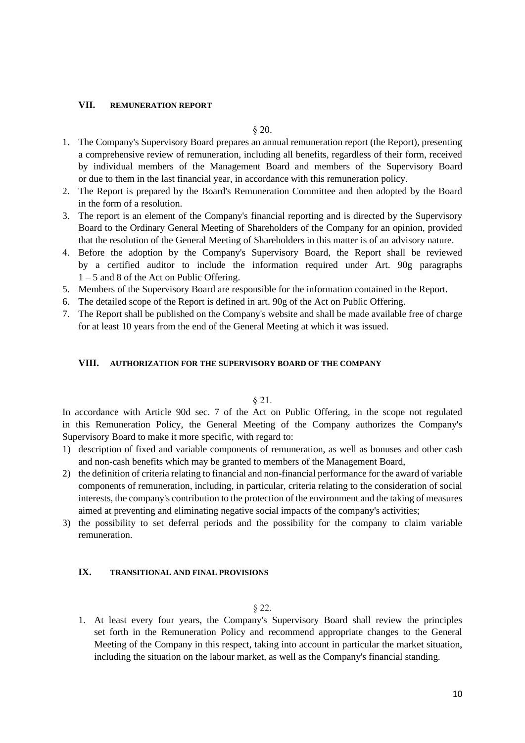## VII. REMUNERATION REPORT

§ 20.

1. The Company's Supervisory Board prepares an annual remuneration report (the Report), presenting a comprehensive review of remuneration, including all benefits, regardless of their form, received by individual members of the Management Board and members of the Supervisory Board or due to them in the last financial year, in accordance with this remuneration policy.
2. The Report is prepared by the Board's Remuneration Committee and then adopted by the Board in the form of a resolution.
3. The report is an element of the Company's financial reporting and is directed by the Supervisory Board to the Ordinary General Meeting of Shareholders of the Company for an opinion, provided that the resolution of the General Meeting of Shareholders in this matter is of an advisory nature.
4. Before the adoption by the Company's Supervisory Board, the Report shall be reviewed by a certified auditor to include the information required under Art. 90g paragraphs 1 – 5 and 8 of the Act on Public Offering.
5. Members of the Supervisory Board are responsible for the information contained in the Report.
6. The detailed scope of the Report is defined in art. 90g of the Act on Public Offering.
7. The Report shall be published on the Company's website and shall be made available free of charge for at least 10 years from the end of the General Meeting at which it was issued.

## VIII. AUTHORIZATION FOR THE SUPERVISORY BOARD OF THE COMPANY

§ 21.

In accordance with Article 90d sec. 7 of the Act on Public Offering, in the scope not regulated in this Remuneration Policy, the General Meeting of the Company authorizes the Company's Supervisory Board to make it more specific, with regard to:

1) description of fixed and variable components of remuneration, as well as bonuses and other cash and non-cash benefits which may be granted to members of the Management Board,
2) the definition of criteria relating to financial and non-financial performance for the award of variable components of remuneration, including, in particular, criteria relating to the consideration of social interests, the company's contribution to the protection of the environment and the taking of measures aimed at preventing and eliminating negative social impacts of the company's activities;
3) the possibility to set deferral periods and the possibility for the company to claim variable remuneration.

## IX. TRANSITIONAL AND FINAL PROVISIONS

§ 22.

1. At least every four years, the Company's Supervisory Board shall review the principles set forth in the Remuneration Policy and recommend appropriate changes to the General Meeting of the Company in this respect, taking into account in particular the market situation, including the situation on the labour market, as well as the Company's financial standing.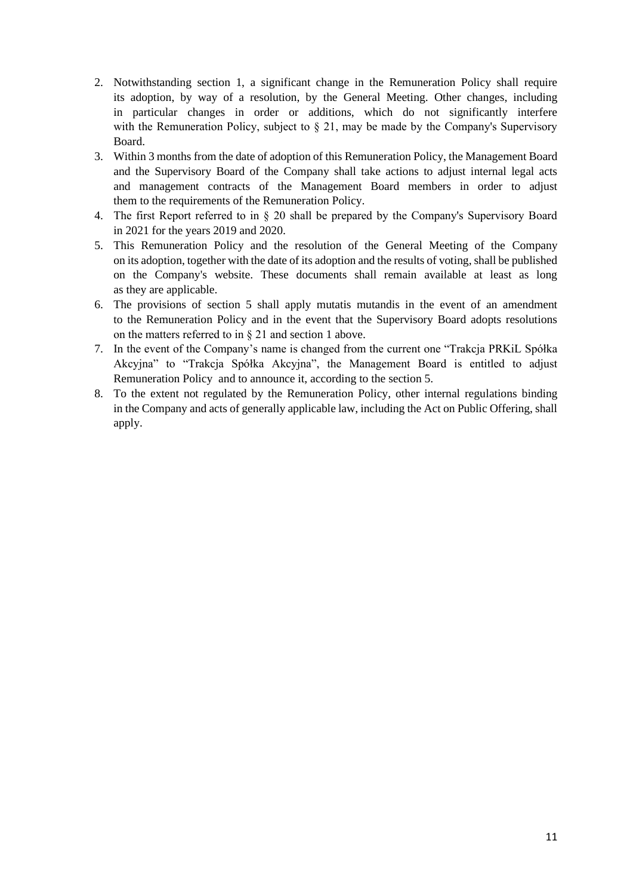2. Notwithstanding section 1, a significant change in the Remuneration Policy shall require its adoption, by way of a resolution, by the General Meeting. Other changes, including in particular changes in order or additions, which do not significantly interfere with the Remuneration Policy, subject to § 21, may be made by the Company's Supervisory Board.
3. Within 3 months from the date of adoption of this Remuneration Policy, the Management Board and the Supervisory Board of the Company shall take actions to adjust internal legal acts and management contracts of the Management Board members in order to adjust them to the requirements of the Remuneration Policy.
4. The first Report referred to in § 20 shall be prepared by the Company's Supervisory Board in 2021 for the years 2019 and 2020.
5. This Remuneration Policy and the resolution of the General Meeting of the Company on its adoption, together with the date of its adoption and the results of voting, shall be published on the Company's website. These documents shall remain available at least as long as they are applicable.
6. The provisions of section 5 shall apply mutatis mutandis in the event of an amendment to the Remuneration Policy and in the event that the Supervisory Board adopts resolutions on the matters referred to in § 21 and section 1 above.
7. In the event of the Company's name is changed from the current one "Trakcja PRKiL Spółka Akcyjna" to "Trakcja Spółka Akcyjna", the Management Board is entitled to adjust Remuneration Policy and to announce it, according to the section 5.
8. To the extent not regulated by the Remuneration Policy, other internal regulations binding in the Company and acts of generally applicable law, including the Act on Public Offering, shall apply.